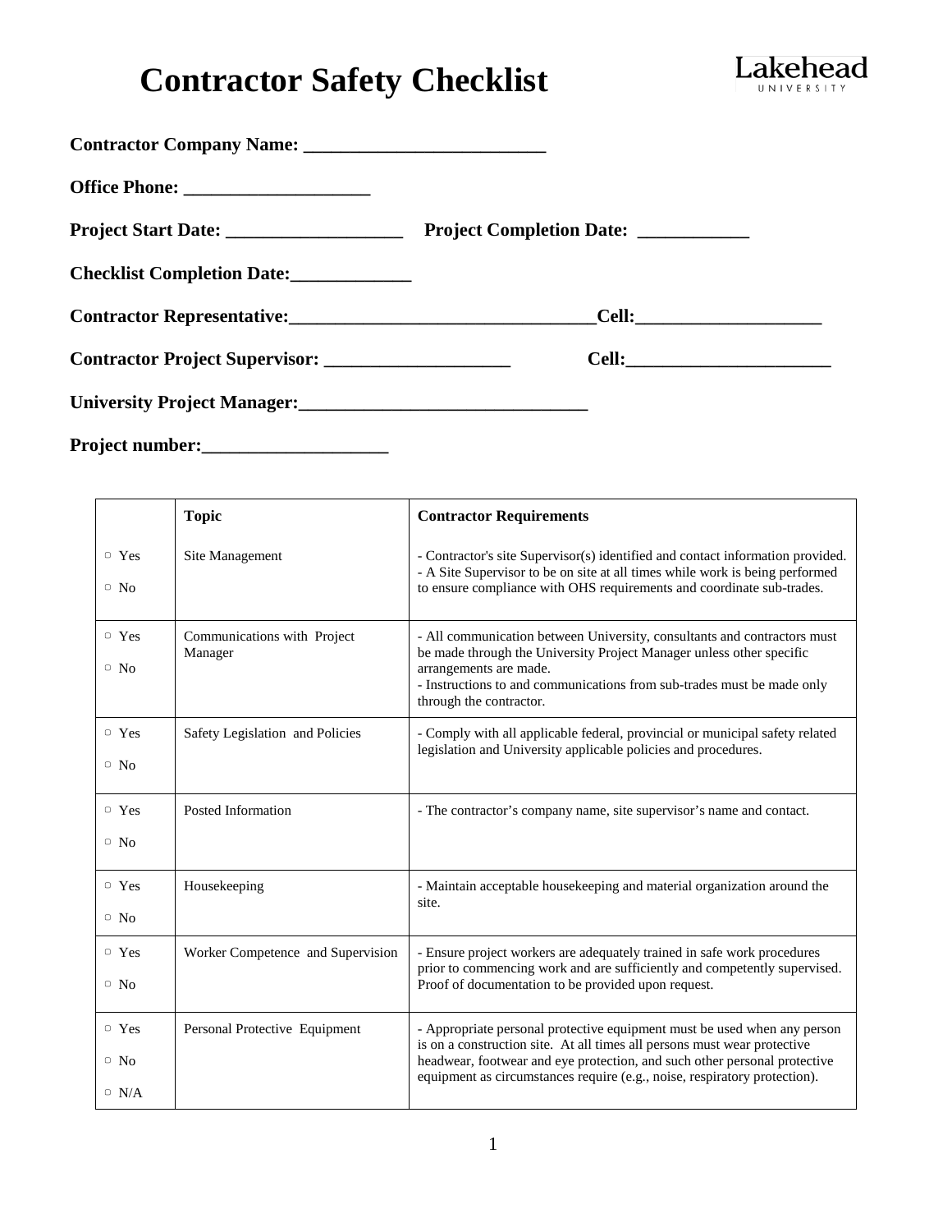# Contractor Safety Checklist

Lakehead UNIVERSITY

**Contractor Company Name: ___________________________**

**Office Phone: ____________________**

**Project Start Date: ___________________ Project Completion Date: ____________**

**Checklist Completion Date:_____________**

**Contractor Representative:__________________________________Cell:____________________**

**Contractor Project Supervisor: ____________________ Cell:______________________**

**University Project Manager:_______________________________**

**Project number:____________________**

| | Topic | Contractor Requirements |
|---|---|---|
| ▢ Yes<br>▢ No | Site Management | - Contractor's site Supervisor(s) identified and contact information provided.<br>- A Site Supervisor to be on site at all times while work is being performed to ensure compliance with OHS requirements and coordinate sub-trades. |
| ▢ Yes<br>▢ No | Communications with Project Manager | - All communication between University, consultants and contractors must be made through the University Project Manager unless other specific arrangements are made.<br>- Instructions to and communications from sub-trades must be made only through the contractor. |
| ▢ Yes<br>▢ No | Safety Legislation and Policies | - Comply with all applicable federal, provincial or municipal safety related legislation and University applicable policies and procedures. |
| ▢ Yes<br>▢ No | Posted Information | - The contractor's company name, site supervisor's name and contact. |
| ▢ Yes<br>▢ No | Housekeeping | - Maintain acceptable housekeeping and material organization around the site. |
| ▢ Yes<br>▢ No | Worker Competence and Supervision | - Ensure project workers are adequately trained in safe work procedures prior to commencing work and are sufficiently and competently supervised. Proof of documentation to be provided upon request. |
| ▢ Yes<br>▢ No<br>▢ N/A | Personal Protective Equipment | - Appropriate personal protective equipment must be used when any person is on a construction site. At all times all persons must wear protective headwear, footwear and eye protection, and such other personal protective equipment as circumstances require (e.g., noise, respiratory protection). |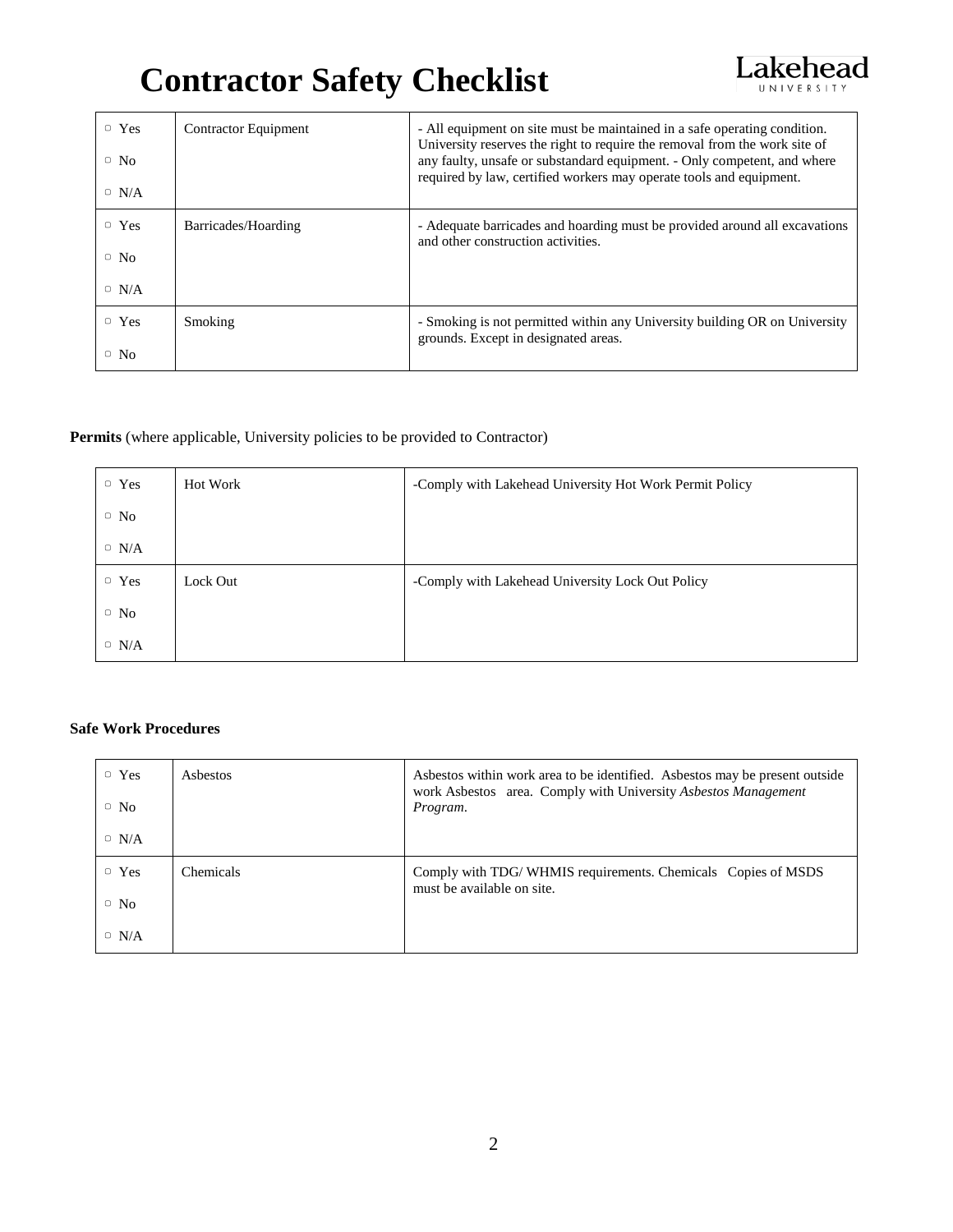# Contractor Safety Checklist

| | | |
|---|---|---|
| ▢ Yes<br>▢ No<br>▢ N/A | Contractor Equipment | - All equipment on site must be maintained in a safe operating condition. University reserves the right to require the removal from the work site of any faulty, unsafe or substandard equipment. - Only competent, and where required by law, certified workers may operate tools and equipment. |
| ▢ Yes<br>▢ No<br>▢ N/A | Barricades/Hoarding | - Adequate barricades and hoarding must be provided around all excavations and other construction activities. |
| ▢ Yes<br>▢ No | Smoking | - Smoking is not permitted within any University building OR on University grounds. Except in designated areas. |

**Permits** (where applicable, University policies to be provided to Contractor)

| | | |
|---|---|---|
| ▢ Yes<br>▢ No<br>▢ N/A | Hot Work | -Comply with Lakehead University Hot Work Permit Policy |
| ▢ Yes<br>▢ No<br>▢ N/A | Lock Out | -Comply with Lakehead University Lock Out Policy |

**Safe Work Procedures**

| | | |
|---|---|---|
| ▢ Yes<br>▢ No<br>▢ N/A | Asbestos | Asbestos within work area to be identified. Asbestos may be present outside work Asbestos area. Comply with University *Asbestos Management Program*. |
| ▢ Yes<br>▢ No<br>▢ N/A | Chemicals | Comply with TDG/ WHMIS requirements. Chemicals Copies of MSDS must be available on site. |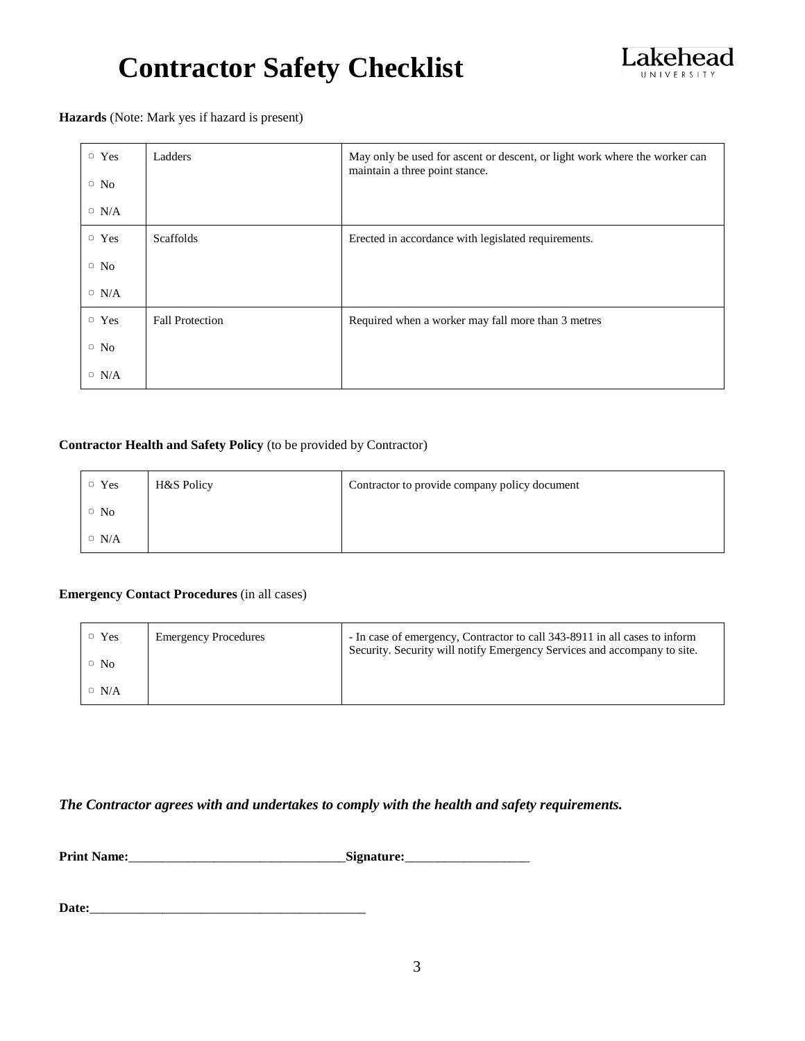# Contractor Safety Checklist

**Hazards** (Note: Mark yes if hazard is present)

| | | |
|---|---|---|
| ▢ Yes<br>▢ No<br>▢ N/A | Ladders | May only be used for ascent or descent, or light work where the worker can maintain a three point stance. |
| ▢ Yes<br>▢ No<br>▢ N/A | Scaffolds | Erected in accordance with legislated requirements. |
| ▢ Yes<br>▢ No<br>▢ N/A | Fall Protection | Required when a worker may fall more than 3 metres |

**Contractor Health and Safety Policy** (to be provided by Contractor)

| | | |
|---|---|---|
| ▢ Yes<br>▢ No<br>▢ N/A | H&S Policy | Contractor to provide company policy document |

**Emergency Contact Procedures** (in all cases)

| | | |
|---|---|---|
| ▢ Yes<br>▢ No<br>▢ N/A | Emergency Procedures | - In case of emergency, Contractor to call 343-8911 in all cases to inform Security. Security will notify Emergency Services and accompany to site. |

***The Contractor agrees with and undertakes to comply with the health and safety requirements.***

**Print Name:**________________________________**Signature:**___________________

**Date:**__________________________________________